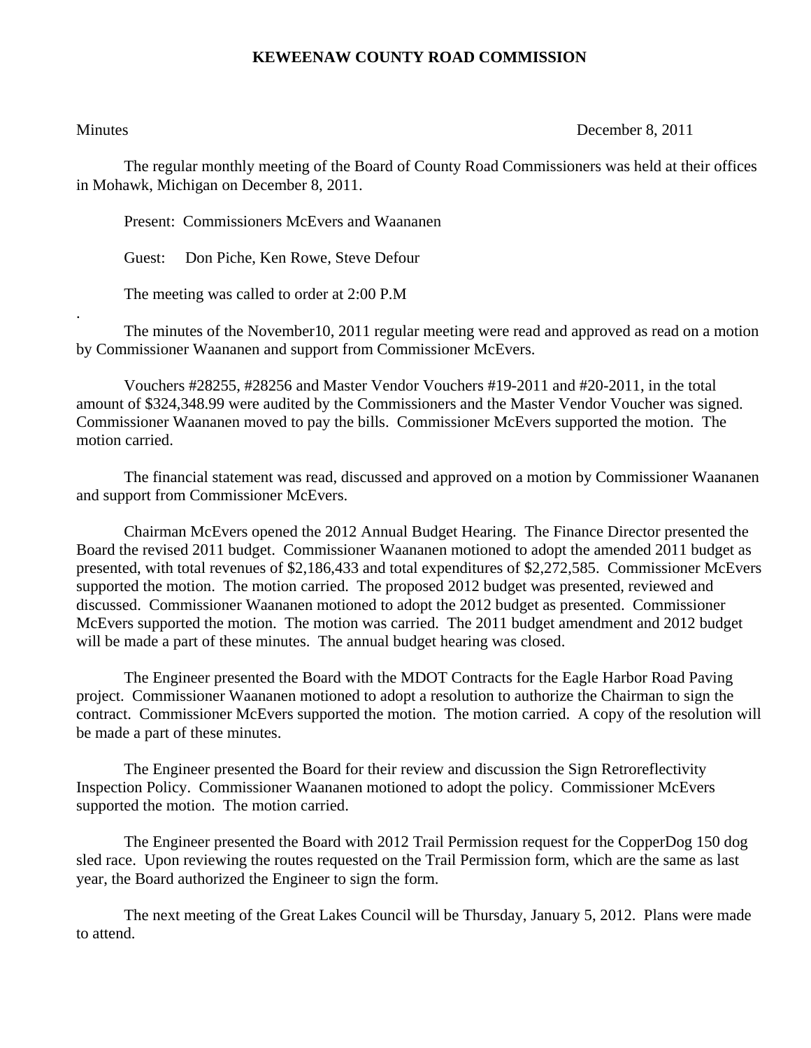# KEWEENAW COUNTY ROAD COMMISSION

Minutes December 8, 2011

The regular monthly meeting of the Board of County Road Commissioners was held at their offices in Mohawk, Michigan on December 8, 2011.

Present: Commissioners McEvers and Waananen

Guest: Don Piche, Ken Rowe, Steve Defour

The meeting was called to order at 2:00 P.M

.

The minutes of the November10, 2011 regular meeting were read and approved as read on a motion by Commissioner Waananen and support from Commissioner McEvers.

Vouchers #28255, #28256 and Master Vendor Vouchers #19-2011 and #20-2011, in the total amount of $324,348.99 were audited by the Commissioners and the Master Vendor Voucher was signed. Commissioner Waananen moved to pay the bills. Commissioner McEvers supported the motion. The motion carried.

The financial statement was read, discussed and approved on a motion by Commissioner Waananen and support from Commissioner McEvers.

Chairman McEvers opened the 2012 Annual Budget Hearing. The Finance Director presented the Board the revised 2011 budget. Commissioner Waananen motioned to adopt the amended 2011 budget as presented, with total revenues of $2,186,433 and total expenditures of $2,272,585. Commissioner McEvers supported the motion. The motion carried. The proposed 2012 budget was presented, reviewed and discussed. Commissioner Waananen motioned to adopt the 2012 budget as presented. Commissioner McEvers supported the motion. The motion was carried. The 2011 budget amendment and 2012 budget will be made a part of these minutes. The annual budget hearing was closed.

The Engineer presented the Board with the MDOT Contracts for the Eagle Harbor Road Paving project. Commissioner Waananen motioned to adopt a resolution to authorize the Chairman to sign the contract. Commissioner McEvers supported the motion. The motion carried. A copy of the resolution will be made a part of these minutes.

The Engineer presented the Board for their review and discussion the Sign Retroreflectivity Inspection Policy. Commissioner Waananen motioned to adopt the policy. Commissioner McEvers supported the motion. The motion carried.

The Engineer presented the Board with 2012 Trail Permission request for the CopperDog 150 dog sled race. Upon reviewing the routes requested on the Trail Permission form, which are the same as last year, the Board authorized the Engineer to sign the form.

The next meeting of the Great Lakes Council will be Thursday, January 5, 2012. Plans were made to attend.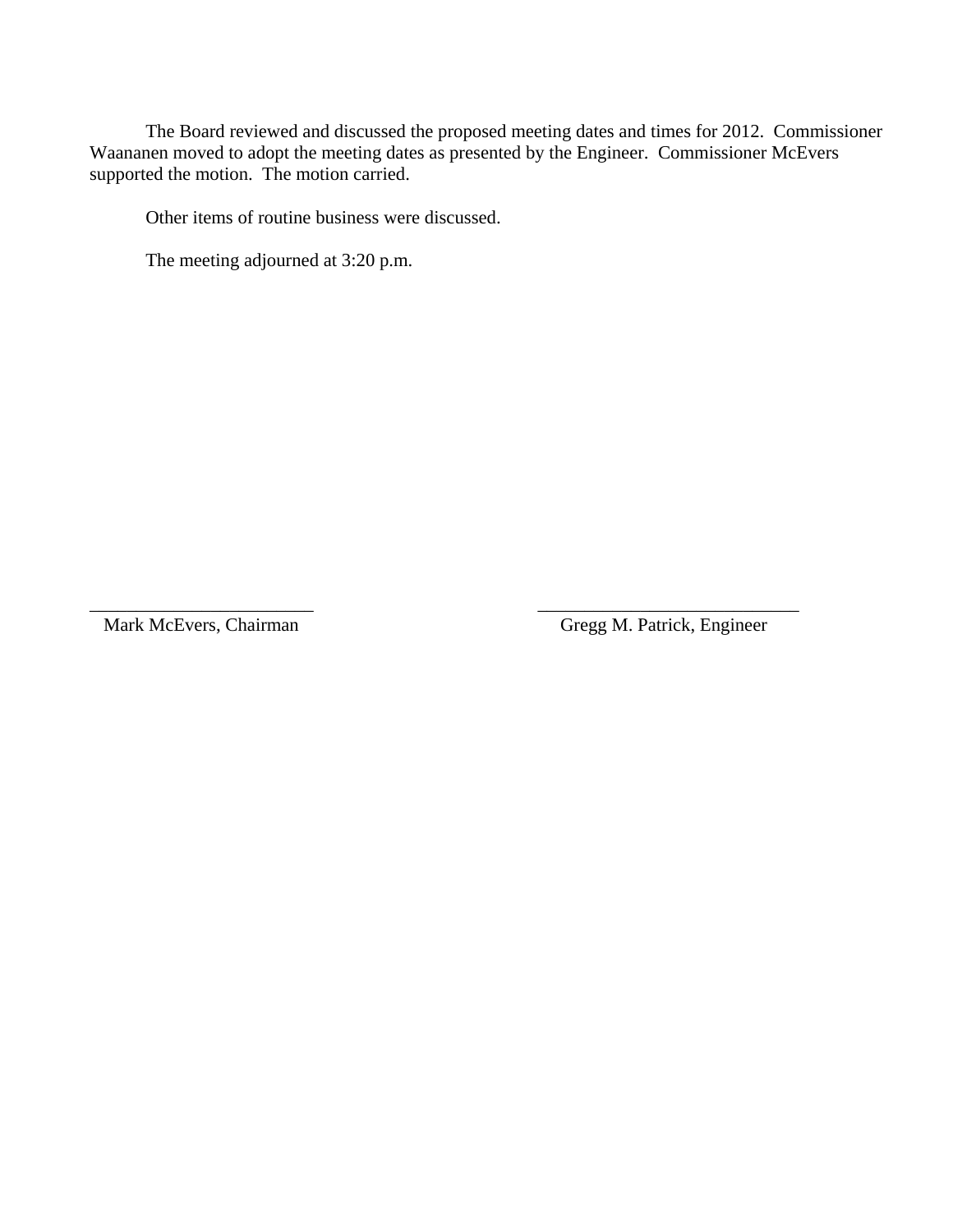The Board reviewed and discussed the proposed meeting dates and times for 2012. Commissioner Waananen moved to adopt the meeting dates as presented by the Engineer. Commissioner McEvers supported the motion. The motion carried.

Other items of routine business were discussed.

The meeting adjourned at 3:20 p.m.

| | |
|---|---|
| ________________________ | ____________________________ |
| Mark McEvers, Chairman | Gregg M. Patrick, Engineer |